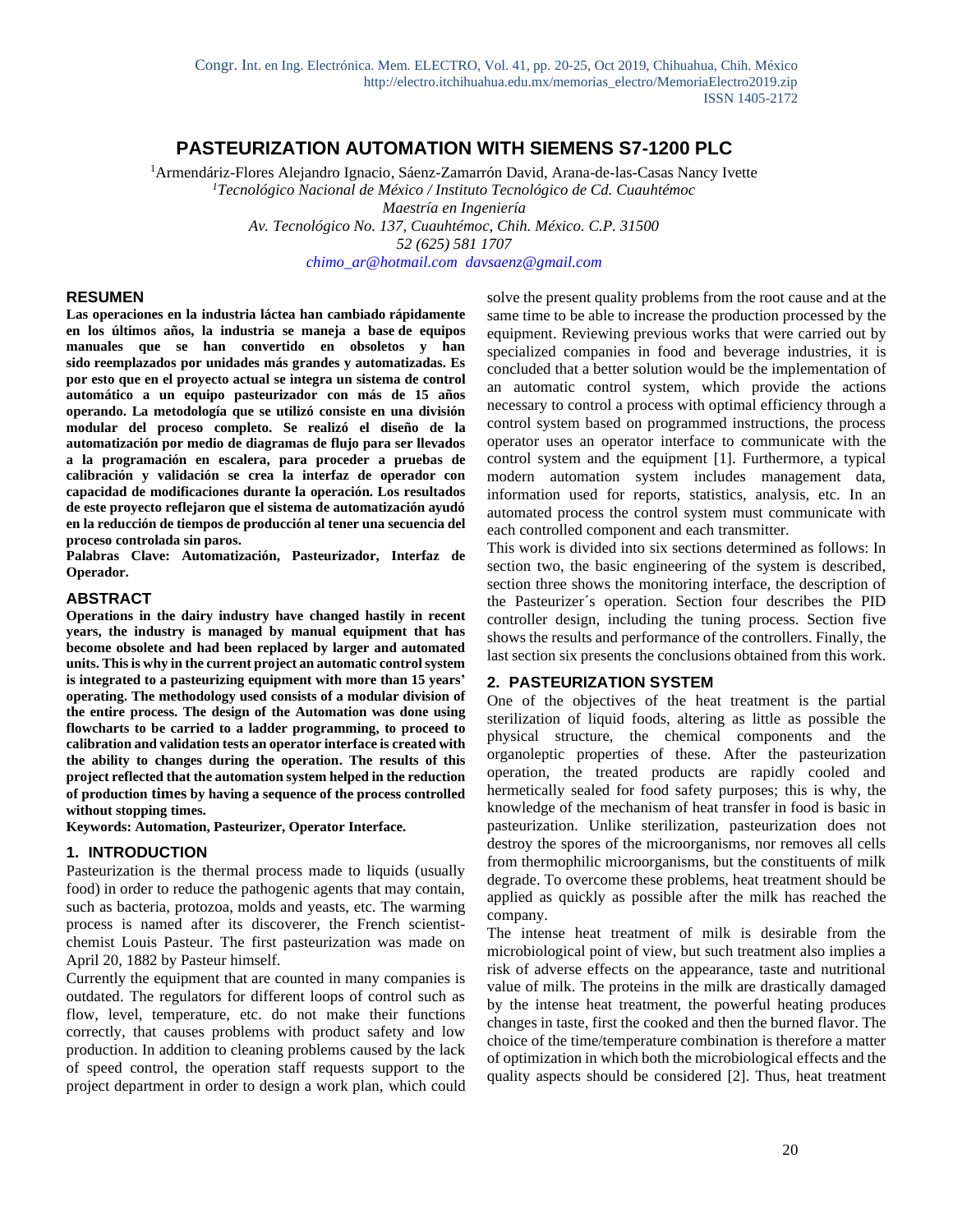# PASTEURIZATION AUTOMATION WITH SIEMENS S7-1200 PLC

[1]Armendáriz-Flores Alejandro Ignacio, Sáenz-Zamarrón David, Arana-de-las-Casas Nancy Ivette

*[1]Tecnológico Nacional de México / Instituto Tecnológico de Cd. Cuauhtémoc*

*Maestría en Ingeniería*

*Av. Tecnológico No. 137, Cuauhtémoc, Chih. México. C.P. 31500*

*52 (625) 581 1707*

*chimo_ar@hotmail.com davsaenz@gmail.com*

## RESUMEN

**Las operaciones en la industria láctea han cambiado rápidamente en los últimos años, la industria se maneja a base de equipos manuales que se han convertido en obsoletos y han sido reemplazados por unidades más grandes y automatizadas. Es por esto que en el proyecto actual se integra un sistema de control automático a un equipo pasteurizador con más de 15 años operando. La metodología que se utilizó consiste en una división modular del proceso completo. Se realizó el diseño de la automatización por medio de diagramas de flujo para ser llevados a la programación en escalera, para proceder a pruebas de calibración y validación se crea la interfaz de operador con capacidad de modificaciones durante la operación. Los resultados de este proyecto reflejaron que el sistema de automatización ayudó en la reducción de tiempos de producción al tener una secuencia del proceso controlada sin paros.**

**Palabras Clave: Automatización, Pasteurizador, Interfaz de Operador.**

## ABSTRACT

**Operations in the dairy industry have changed hastily in recent years, the industry is managed by manual equipment that has become obsolete and had been replaced by larger and automated units. This is why in the current project an automatic control system is integrated to a pasteurizing equipment with more than 15 years' operating. The methodology used consists of a modular division of the entire process. The design of the Automation was done using flowcharts to be carried to a ladder programming, to proceed to calibration and validation tests an operator interface is created with the ability to changes during the operation. The results of this project reflected that the automation system helped in the reduction of production times by having a sequence of the process controlled without stopping times.**

**Keywords: Automation, Pasteurizer, Operator Interface.**

## 1. INTRODUCTION

Pasteurization is the thermal process made to liquids (usually food) in order to reduce the pathogenic agents that may contain, such as bacteria, protozoa, molds and yeasts, etc. The warming process is named after its discoverer, the French scientist-chemist Louis Pasteur. The first pasteurization was made on April 20, 1882 by Pasteur himself.

Currently the equipment that are counted in many companies is outdated. The regulators for different loops of control such as flow, level, temperature, etc. do not make their functions correctly, that causes problems with product safety and low production. In addition to cleaning problems caused by the lack of speed control, the operation staff requests support to the project department in order to design a work plan, which could solve the present quality problems from the root cause and at the same time to be able to increase the production processed by the equipment. Reviewing previous works that were carried out by specialized companies in food and beverage industries, it is concluded that a better solution would be the implementation of an automatic control system, which provide the actions necessary to control a process with optimal efficiency through a control system based on programmed instructions, the process operator uses an operator interface to communicate with the control system and the equipment [1]. Furthermore, a typical modern automation system includes management data, information used for reports, statistics, analysis, etc. In an automated process the control system must communicate with each controlled component and each transmitter.

This work is divided into six sections determined as follows: In section two, the basic engineering of the system is described, section three shows the monitoring interface, the description of the Pasteurizer´s operation. Section four describes the PID controller design, including the tuning process. Section five shows the results and performance of the controllers. Finally, the last section six presents the conclusions obtained from this work.

## 2. PASTEURIZATION SYSTEM

One of the objectives of the heat treatment is the partial sterilization of liquid foods, altering as little as possible the physical structure, the chemical components and the organoleptic properties of these. After the pasteurization operation, the treated products are rapidly cooled and hermetically sealed for food safety purposes; this is why, the knowledge of the mechanism of heat transfer in food is basic in pasteurization. Unlike sterilization, pasteurization does not destroy the spores of the microorganisms, nor removes all cells from thermophilic microorganisms, but the constituents of milk degrade. To overcome these problems, heat treatment should be applied as quickly as possible after the milk has reached the company.

The intense heat treatment of milk is desirable from the microbiological point of view, but such treatment also implies a risk of adverse effects on the appearance, taste and nutritional value of milk. The proteins in the milk are drastically damaged by the intense heat treatment, the powerful heating produces changes in taste, first the cooked and then the burned flavor. The choice of the time/temperature combination is therefore a matter of optimization in which both the microbiological effects and the quality aspects should be considered [2]. Thus, heat treatment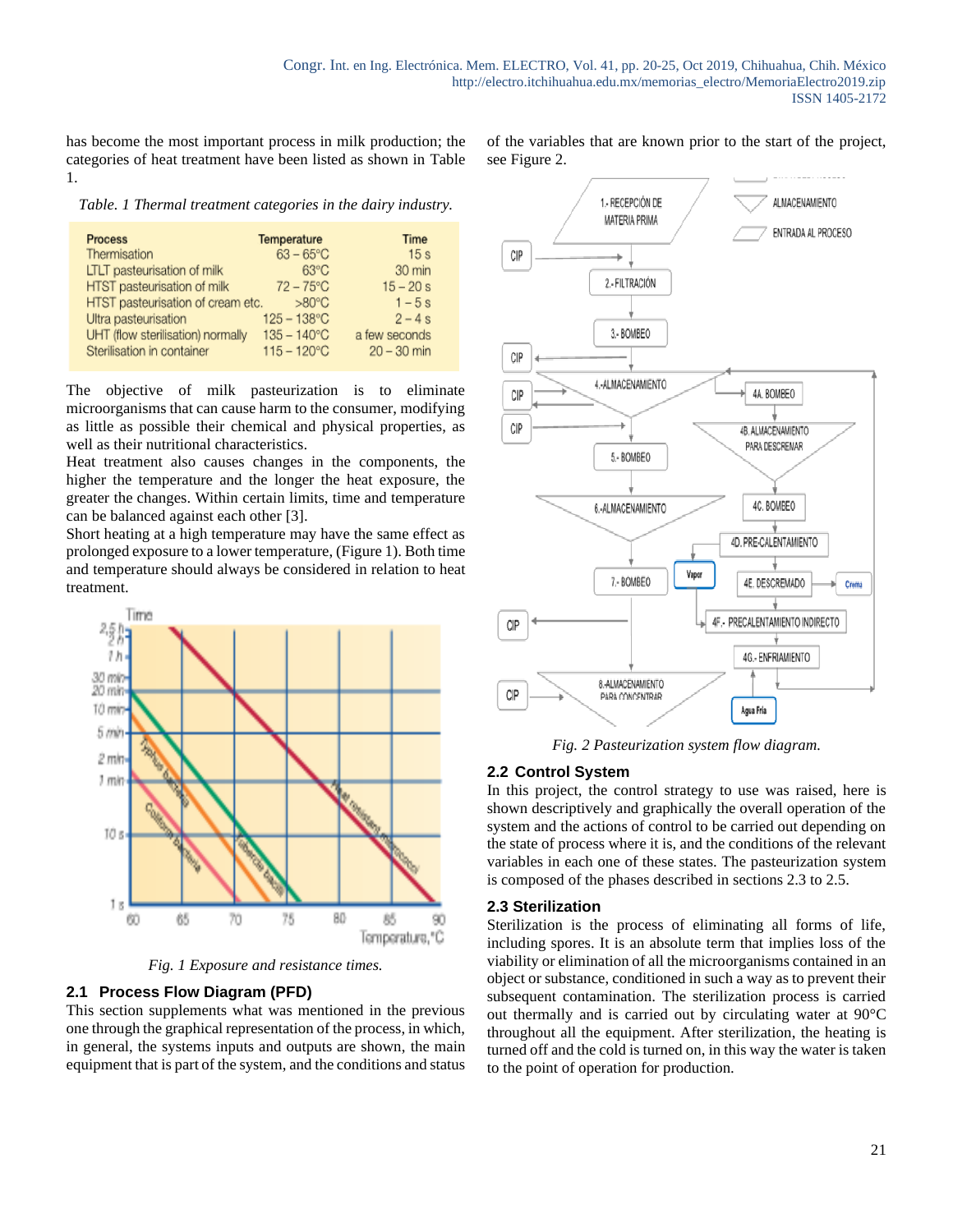has become the most important process in milk production; the categories of heat treatment have been listed as shown in Table 1.

*Table. 1 Thermal treatment categories in the dairy industry.*

| Process | Temperature | Time |
|---|---|---|
| Thermisation | 63 – 65°C | 15 s |
| LTLT pasteurisation of milk | 63°C | 30 min |
| HTST pasteurisation of milk | 72 – 75°C | 15 – 20 s |
| HTST pasteurisation of cream etc. | >80°C | 1 – 5 s |
| Ultra pasteurisation | 125 – 138°C | 2 – 4 s |
| UHT (flow sterilisation) normally | 135 – 140°C | a few seconds |
| Sterilisation in container | 115 – 120°C | 20 – 30 min |

The objective of milk pasteurization is to eliminate microorganisms that can cause harm to the consumer, modifying as little as possible their chemical and physical properties, as well as their nutritional characteristics.

Heat treatment also causes changes in the components, the higher the temperature and the longer the heat exposure, the greater the changes. Within certain limits, time and temperature can be balanced against each other [3].

Short heating at a high temperature may have the same effect as prolonged exposure to a lower temperature, (Figure 1). Both time and temperature should always be considered in relation to heat treatment.

*Fig. 1 Exposure and resistance times.*

### 2.1 Process Flow Diagram (PFD)

This section supplements what was mentioned in the previous one through the graphical representation of the process, in which, in general, the systems inputs and outputs are shown, the main equipment that is part of the system, and the conditions and status of the variables that are known prior to the start of the project, see Figure 2.

*Fig. 2 Pasteurization system flow diagram.*

### 2.2 Control System

In this project, the control strategy to use was raised, here is shown descriptively and graphically the overall operation of the system and the actions of control to be carried out depending on the state of process where it is, and the conditions of the relevant variables in each one of these states. The pasteurization system is composed of the phases described in sections 2.3 to 2.5.

### 2.3 Sterilization

Sterilization is the process of eliminating all forms of life, including spores. It is an absolute term that implies loss of the viability or elimination of all the microorganisms contained in an object or substance, conditioned in such a way as to prevent their subsequent contamination. The sterilization process is carried out thermally and is carried out by circulating water at 90°C throughout all the equipment. After sterilization, the heating is turned off and the cold is turned on, in this way the water is taken to the point of operation for production.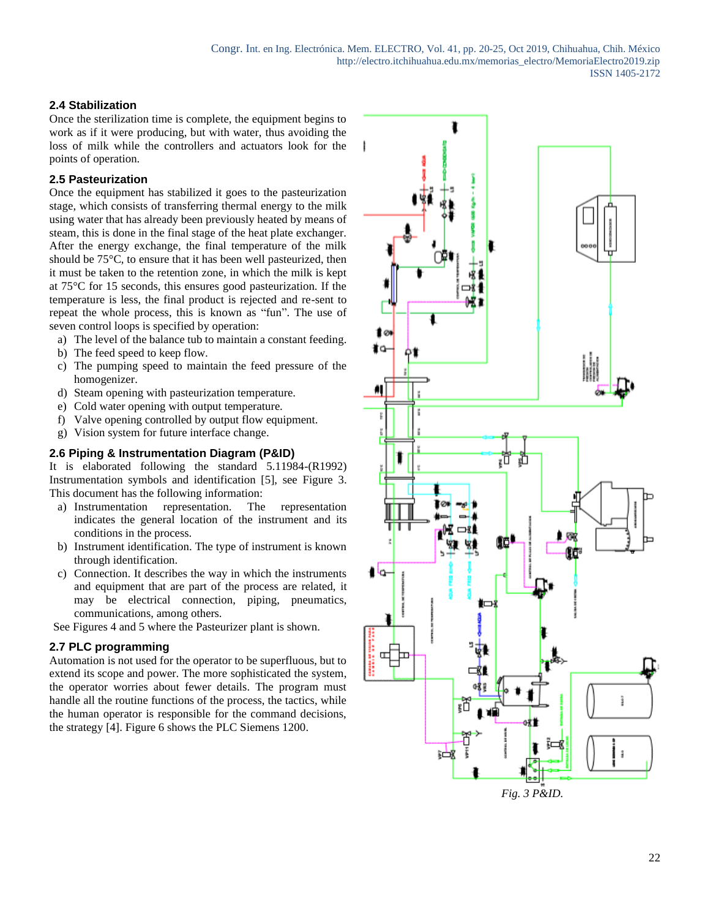### 2.4 Stabilization

Once the sterilization time is complete, the equipment begins to work as if it were producing, but with water, thus avoiding the loss of milk while the controllers and actuators look for the points of operation.

### 2.5 Pasteurization

Once the equipment has stabilized it goes to the pasteurization stage, which consists of transferring thermal energy to the milk using water that has already been previously heated by means of steam, this is done in the final stage of the heat plate exchanger. After the energy exchange, the final temperature of the milk should be 75°C, to ensure that it has been well pasteurized, then it must be taken to the retention zone, in which the milk is kept at 75°C for 15 seconds, this ensures good pasteurization. If the temperature is less, the final product is rejected and re-sent to repeat the whole process, this is known as "fun". The use of seven control loops is specified by operation:

a) The level of the balance tub to maintain a constant feeding.
b) The feed speed to keep flow.
c) The pumping speed to maintain the feed pressure of the homogenizer.
d) Steam opening with pasteurization temperature.
e) Cold water opening with output temperature.
f) Valve opening controlled by output flow equipment.
g) Vision system for future interface change.

### 2.6 Piping & Instrumentation Diagram (P&ID)

It is elaborated following the standard 5.11984-(R1992) Instrumentation symbols and identification [5], see Figure 3. This document has the following information:

a) Instrumentation representation. The representation indicates the general location of the instrument and its conditions in the process.
b) Instrument identification. The type of instrument is known through identification.
c) Connection. It describes the way in which the instruments and equipment that are part of the process are related, it may be electrical connection, piping, pneumatics, communications, among others.

See Figures 4 and 5 where the Pasteurizer plant is shown.

### 2.7 PLC programming

Automation is not used for the operator to be superfluous, but to extend its scope and power. The more sophisticated the system, the operator worries about fewer details. The program must handle all the routine functions of the process, the tactics, while the human operator is responsible for the command decisions, the strategy [4]. Figure 6 shows the PLC Siemens 1200.

*Fig. 3 P&ID.*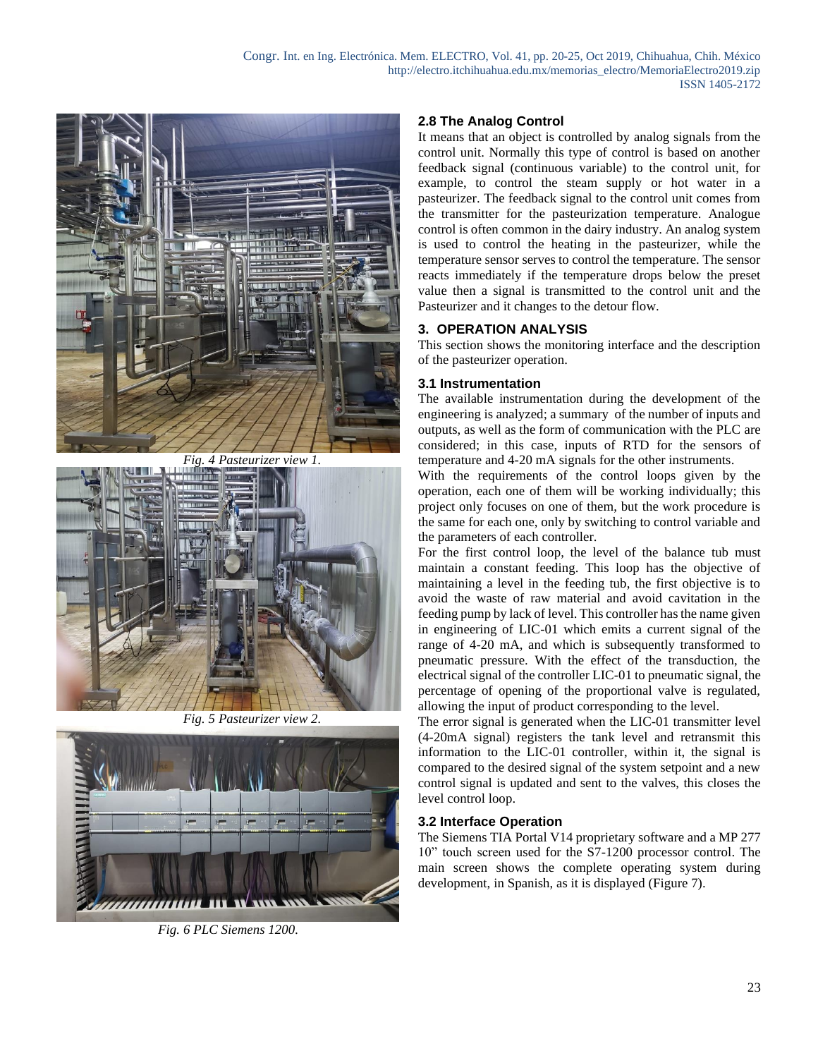Fig. 4 Pasteurizer view 1.

Fig. 5 Pasteurizer view 2.

Fig. 6 PLC Siemens 1200.

### 2.8 The Analog Control

It means that an object is controlled by analog signals from the control unit. Normally this type of control is based on another feedback signal (continuous variable) to the control unit, for example, to control the steam supply or hot water in a pasteurizer. The feedback signal to the control unit comes from the transmitter for the pasteurization temperature. Analogue control is often common in the dairy industry. An analog system is used to control the heating in the pasteurizer, while the temperature sensor serves to control the temperature. The sensor reacts immediately if the temperature drops below the preset value then a signal is transmitted to the control unit and the Pasteurizer and it changes to the detour flow.

## 3. OPERATION ANALYSIS

This section shows the monitoring interface and the description of the pasteurizer operation.

### 3.1 Instrumentation

The available instrumentation during the development of the engineering is analyzed; a summary of the number of inputs and outputs, as well as the form of communication with the PLC are considered; in this case, inputs of RTD for the sensors of temperature and 4-20 mA signals for the other instruments.

With the requirements of the control loops given by the operation, each one of them will be working individually; this project only focuses on one of them, but the work procedure is the same for each one, only by switching to control variable and the parameters of each controller.

For the first control loop, the level of the balance tub must maintain a constant feeding. This loop has the objective of maintaining a level in the feeding tub, the first objective is to avoid the waste of raw material and avoid cavitation in the feeding pump by lack of level. This controller has the name given in engineering of LIC-01 which emits a current signal of the range of 4-20 mA, and which is subsequently transformed to pneumatic pressure. With the effect of the transduction, the electrical signal of the controller LIC-01 to pneumatic signal, the percentage of opening of the proportional valve is regulated, allowing the input of product corresponding to the level.

The error signal is generated when the LIC-01 transmitter level (4-20mA signal) registers the tank level and retransmit this information to the LIC-01 controller, within it, the signal is compared to the desired signal of the system setpoint and a new control signal is updated and sent to the valves, this closes the level control loop.

### 3.2 Interface Operation

The Siemens TIA Portal V14 proprietary software and a MP 277 10” touch screen used for the S7-1200 processor control. The main screen shows the complete operating system during development, in Spanish, as it is displayed (Figure 7).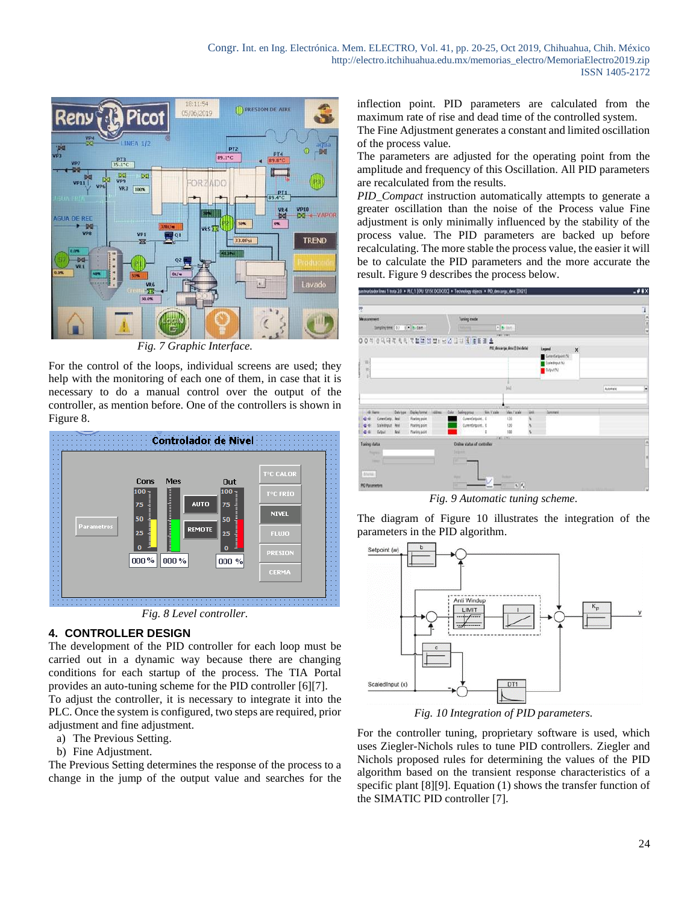Fig. 7 Graphic Interface.

For the control of the loops, individual screens are used; they help with the monitoring of each one of them, in case that it is necessary to do a manual control over the output of the controller, as mention before. One of the controllers is shown in Figure 8.

Fig. 8 Level controller.

## 4. CONTROLLER DESIGN

The development of the PID controller for each loop must be carried out in a dynamic way because there are changing conditions for each startup of the process. The TIA Portal provides an auto-tuning scheme for the PID controller [6][7].

To adjust the controller, it is necessary to integrate it into the PLC. Once the system is configured, two steps are required, prior adjustment and fine adjustment.

a) The Previous Setting.
b) Fine Adjustment.

The Previous Setting determines the response of the process to a change in the jump of the output value and searches for the inflection point. PID parameters are calculated from the maximum rate of rise and dead time of the controlled system.

The Fine Adjustment generates a constant and limited oscillation of the process value.

The parameters are adjusted for the operating point from the amplitude and frequency of this Oscillation. All PID parameters are recalculated from the results.

*PID_Compact* instruction automatically attempts to generate a greater oscillation than the noise of the Process value. Fine adjustment is only minimally influenced by the stability of the process value. The PID parameters are backed up before recalculating. The more stable the process value, the easier it will be to calculate the PID parameters and the more accurate the result. Figure 9 describes the process below.

Fig. 9 Automatic tuning scheme.

The diagram of Figure 10 illustrates the integration of the parameters in the PID algorithm.

Fig. 10 Integration of PID parameters.

For the controller tuning, proprietary software is used, which uses Ziegler-Nichols rules to tune PID controllers. Ziegler and Nichols proposed rules for determining the values of the PID algorithm based on the transient response characteristics of a specific plant [8][9]. Equation (1) shows the transfer function of the SIMATIC PID controller [7].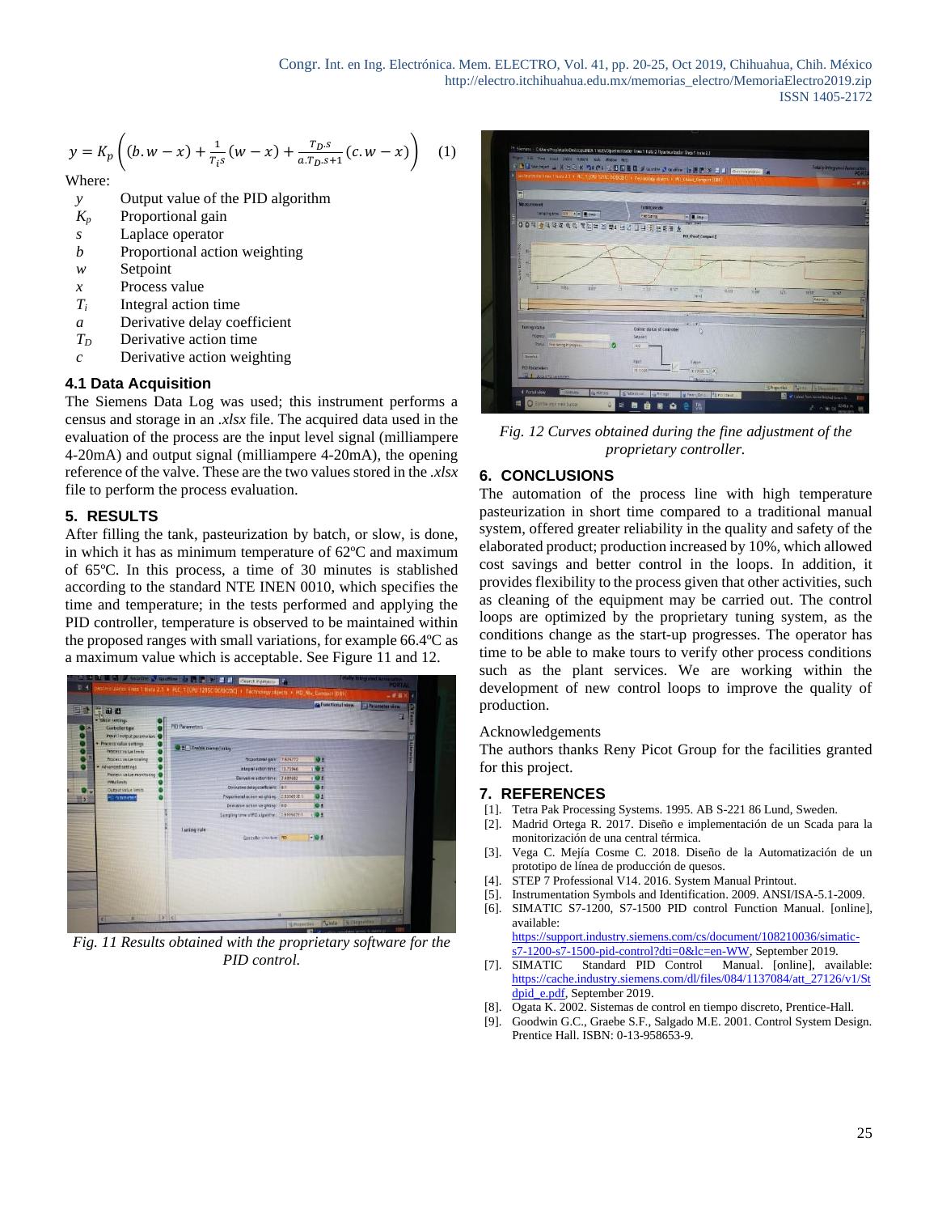$$y = K_p\left((b.w - x) + \frac{1}{T_i s}(w - x) + \frac{T_D.s}{a.T_D.s+1}(c.w - x)\right) \quad (1)$$

Where:

- $y$ Output value of the PID algorithm
- $K_p$ Proportional gain
- $s$ Laplace operator
- $b$ Proportional action weighting
- $w$ Setpoint
- $x$ Process value
- $T_i$ Integral action time
- $a$ Derivative delay coefficient
- $T_D$ Derivative action time
- $c$ Derivative action weighting

### 4.1 Data Acquisition

The Siemens Data Log was used; this instrument performs a census and storage in an *.xlsx* file. The acquired data used in the evaluation of the process are the input level signal (milliampere 4-20mA) and output signal (milliampere 4-20mA), the opening reference of the valve. These are the two values stored in the *.xlsx* file to perform the process evaluation.

## 5. RESULTS

After filling the tank, pasteurization by batch, or slow, is done, in which it has as minimum temperature of 62ºC and maximum of 65ºC. In this process, a time of 30 minutes is stablished according to the standard NTE INEN 0010, which specifies the time and temperature; in the tests performed and applying the PID controller, temperature is observed to be maintained within the proposed ranges with small variations, for example 66.4ºC as a maximum value which is acceptable. See Figure 11 and 12.

*Fig. 11 Results obtained with the proprietary software for the PID control.*

*Fig. 12 Curves obtained during the fine adjustment of the proprietary controller.*

## 6. CONCLUSIONS

The automation of the process line with high temperature pasteurization in short time compared to a traditional manual system, offered greater reliability in the quality and safety of the elaborated product; production increased by 10%, which allowed cost savings and better control in the loops. In addition, it provides flexibility to the process given that other activities, such as cleaning of the equipment may be carried out. The control loops are optimized by the proprietary tuning system, as the conditions change as the start-up progresses. The operator has time to be able to make tours to verify other process conditions such as the plant services. We are working within the development of new control loops to improve the quality of production.

Acknowledgements

The authors thanks Reny Picot Group for the facilities granted for this project.

## 7. REFERENCES

[1]. Tetra Pak Processing Systems. 1995. AB S-221 86 Lund, Sweden.

[2]. Madrid Ortega R. 2017. Diseño e implementación de un Scada para la monitorización de una central térmica.

[3]. Vega C. Mejía Cosme C. 2018. Diseño de la Automatización de un prototipo de línea de producción de quesos.

[4]. STEP 7 Professional V14. 2016. System Manual Printout.

[5]. Instrumentation Symbols and Identification. 2009. ANSI/ISA-5.1-2009.

[6]. SIMATIC S7-1200, S7-1500 PID control Function Manual. [online], available: https://support.industry.siemens.com/cs/document/108210036/simatic-s7-1200-s7-1500-pid-control?dti=0&lc=en-WW, September 2019.

[7]. SIMATIC Standard PID Control Manual. [online], available: https://cache.industry.siemens.com/dl/files/084/1137084/att_27126/v1/Stdpid_e.pdf, September 2019.

[8]. Ogata K. 2002. Sistemas de control en tiempo discreto, Prentice-Hall.

[9]. Goodwin G.C., Graebe S.F., Salgado M.E. 2001. Control System Design. Prentice Hall. ISBN: 0-13-958653-9.